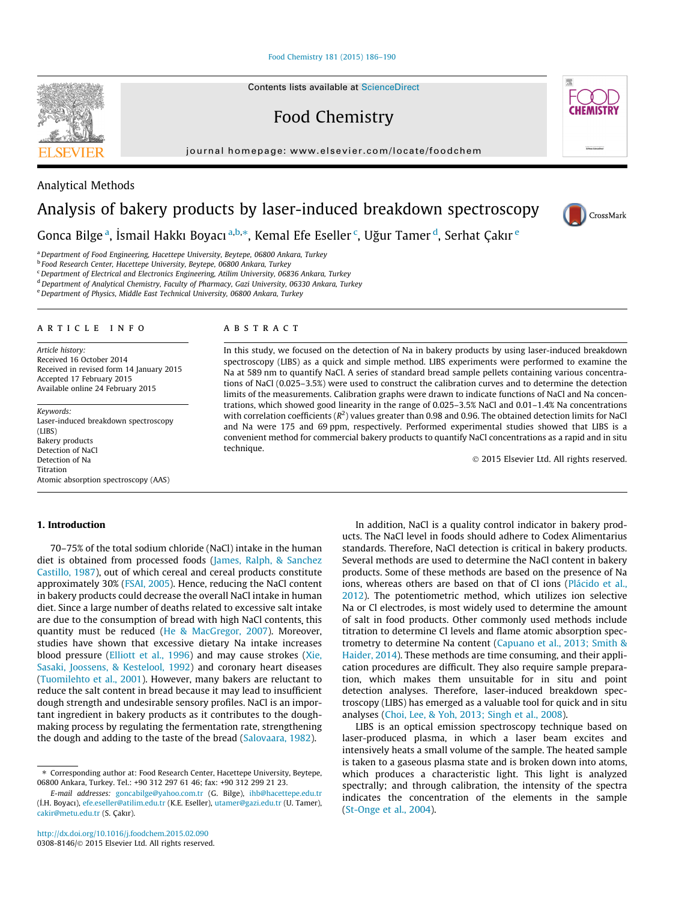Analytical Methods

# Analysis of bakery products by laser-induced breakdown spectroscopy

Gonca Bilge [a], İsmail Hakkı Boyacı [a,b,*], Kemal Efe Eseller [c], Uğur Tamer [d], Serhat Çakır [e]

[a] Department of Food Engineering, Hacettepe University, Beytepe, 06800 Ankara, Turkey
[b] Food Research Center, Hacettepe University, Beytepe, 06800 Ankara, Turkey
[c] Department of Electrical and Electronics Engineering, Atilim University, 06836 Ankara, Turkey
[d] Department of Analytical Chemistry, Faculty of Pharmacy, Gazi University, 06330 Ankara, Turkey
[e] Department of Physics, Middle East Technical University, 06800 Ankara, Turkey

## ARTICLE INFO

*Article history:*
Received 16 October 2014
Received in revised form 14 January 2015
Accepted 17 February 2015
Available online 24 February 2015

*Keywords:*
Laser-induced breakdown spectroscopy (LIBS)
Bakery products
Detection of NaCl
Detection of Na
Titration
Atomic absorption spectroscopy (AAS)

## ABSTRACT

In this study, we focused on the detection of Na in bakery products by using laser-induced breakdown spectroscopy (LIBS) as a quick and simple method. LIBS experiments were performed to examine the Na at 589 nm to quantify NaCl. A series of standard bread sample pellets containing various concentrations of NaCl (0.025–3.5%) were used to construct the calibration curves and to determine the detection limits of the measurements. Calibration graphs were drawn to indicate functions of NaCl and Na concentrations, which showed good linearity in the range of 0.025–3.5% NaCl and 0.01–1.4% Na concentrations with correlation coefficients ($R^2$) values greater than 0.98 and 0.96. The obtained detection limits for NaCl and Na were 175 and 69 ppm, respectively. Performed experimental studies showed that LIBS is a convenient method for commercial bakery products to quantify NaCl concentrations as a rapid and in situ technique.

© 2015 Elsevier Ltd. All rights reserved.

## 1. Introduction

70–75% of the total sodium chloride (NaCl) intake in the human diet is obtained from processed foods (James, Ralph, & Sanchez Castillo, 1987), out of which cereal and cereal products constitute approximately 30% (FSAI, 2005). Hence, reducing the NaCl content in bakery products could decrease the overall NaCl intake in human diet. Since a large number of deaths related to excessive salt intake are due to the consumption of bread with high NaCl contents, this quantity must be reduced (He & MacGregor, 2007). Moreover, studies have shown that excessive dietary Na intake increases blood pressure (Elliott et al., 1996) and may cause strokes (Xie, Sasaki, Joossens, & Kesteloot, 1992) and coronary heart diseases (Tuomilehto et al., 2001). However, many bakers are reluctant to reduce the salt content in bread because it may lead to insufficient dough strength and undesirable sensory profiles. NaCl is an important ingredient in bakery products as it contributes to the dough-making process by regulating the fermentation rate, strengthening the dough and adding to the taste of the bread (Salovaara, 1982).

In addition, NaCl is a quality control indicator in bakery products. The NaCl level in foods should adhere to Codex Alimentarius standards. Therefore, NaCl detection is critical in bakery products. Several methods are used to determine the NaCl content in bakery products. Some of these methods are based on the presence of Na ions, whereas others are based on that of Cl ions (Plácido et al., 2012). The potentiometric method, which utilizes ion selective Na or Cl electrodes, is most widely used to determine the amount of salt in food products. Other commonly used methods include titration to determine Cl levels and flame atomic absorption spectrometry to determine Na content (Capuano et al., 2013; Smith & Haider, 2014). These methods are time consuming, and their application procedures are difficult. They also require sample preparation, which makes them unsuitable for in situ and point detection analyses. Therefore, laser-induced breakdown spectroscopy (LIBS) has emerged as a valuable tool for quick and in situ analyses (Choi, Lee, & Yoh, 2013; Singh et al., 2008).

LIBS is an optical emission spectroscopy technique based on laser-produced plasma, in which a laser beam excites and intensively heats a small volume of the sample. The heated sample is taken to a gaseous plasma state and is broken down into atoms, which produces a characteristic light. This light is analyzed spectrally; and through calibration, the intensity of the spectra indicates the concentration of the elements in the sample (St-Onge et al., 2004).

* Corresponding author at: Food Research Center, Hacettepe University, Beytepe, 06800 Ankara, Turkey. Tel.: +90 312 297 61 46; fax: +90 312 299 21 23.
*E-mail addresses:* goncabilge@yahoo.com.tr (G. Bilge), ihb@hacettepe.edu.tr (İ.H. Boyacı), efe.eseller@atilim.edu.tr (K.E. Eseller), utamer@gazi.edu.tr (U. Tamer), cakir@metu.edu.tr (S. Çakır).

http://dx.doi.org/10.1016/j.foodchem.2015.02.090
0308-8146/© 2015 Elsevier Ltd. All rights reserved.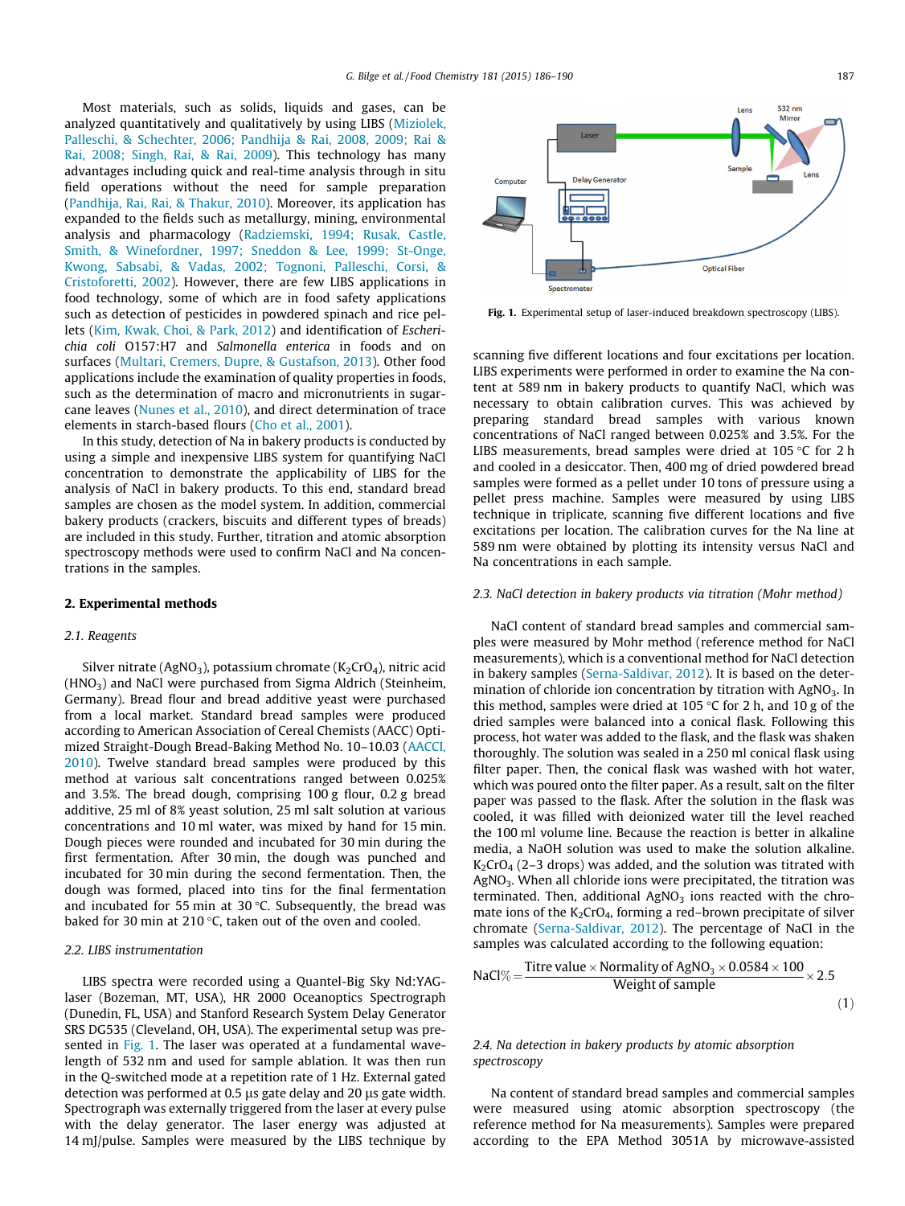Most materials, such as solids, liquids and gases, can be analyzed quantitatively and qualitatively by using LIBS (Miziolek, Palleschi, & Schechter, 2006; Pandhija & Rai, 2008, 2009; Rai & Rai, 2008; Singh, Rai, & Rai, 2009). This technology has many advantages including quick and real-time analysis through in situ field operations without the need for sample preparation (Pandhija, Rai, Rai, & Thakur, 2010). Moreover, its application has expanded to the fields such as metallurgy, mining, environmental analysis and pharmacology (Radziemski, 1994; Rusak, Castle, Smith, & Winefordner, 1997; Sneddon & Lee, 1999; St-Onge, Kwong, Sabsabi, & Vadas, 2002; Tognoni, Palleschi, Corsi, & Cristoforetti, 2002). However, there are few LIBS applications in food technology, some of which are in food safety applications such as detection of pesticides in powdered spinach and rice pellets (Kim, Kwak, Choi, & Park, 2012) and identification of *Escherichia coli* O157:H7 and *Salmonella enterica* in foods and on surfaces (Multari, Cremers, Dupre, & Gustafson, 2013). Other food applications include the examination of quality properties in foods, such as the determination of macro and micronutrients in sugarcane leaves (Nunes et al., 2010), and direct determination of trace elements in starch-based flours (Cho et al., 2001).

In this study, detection of Na in bakery products is conducted by using a simple and inexpensive LIBS system for quantifying NaCl concentration to demonstrate the applicability of LIBS for the analysis of NaCl in bakery products. To this end, standard bread samples are chosen as the model system. In addition, commercial bakery products (crackers, biscuits and different types of breads) are included in this study. Further, titration and atomic absorption spectroscopy methods were used to confirm NaCl and Na concentrations in the samples.

## 2. Experimental methods

### 2.1. Reagents

Silver nitrate ($AgNO_3$), potassium chromate ($K_2CrO_4$), nitric acid ($HNO_3$) and NaCl were purchased from Sigma Aldrich (Steinheim, Germany). Bread flour and bread additive yeast were purchased from a local market. Standard bread samples were produced according to American Association of Cereal Chemists (AACC) Optimized Straight-Dough Bread-Baking Method No. 10–10.03 (AACCI, 2010). Twelve standard bread samples were produced by this method at various salt concentrations ranged between 0.025% and 3.5%. The bread dough, comprising 100 g flour, 0.2 g bread additive, 25 ml of 8% yeast solution, 25 ml salt solution at various concentrations and 10 ml water, was mixed by hand for 15 min. Dough pieces were rounded and incubated for 30 min during the first fermentation. After 30 min, the dough was punched and incubated for 30 min during the second fermentation. Then, the dough was formed, placed into tins for the final fermentation and incubated for 55 min at 30 °C. Subsequently, the bread was baked for 30 min at 210 °C, taken out of the oven and cooled.

### 2.2. LIBS instrumentation

LIBS spectra were recorded using a Quantel-Big Sky Nd:YAG-laser (Bozeman, MT, USA), HR 2000 Oceanoptics Spectrograph (Dunedin, FL, USA) and Stanford Research System Delay Generator SRS DG535 (Cleveland, OH, USA). The experimental setup was presented in Fig. 1. The laser was operated at a fundamental wavelength of 532 nm and used for sample ablation. It was then run in the Q-switched mode at a repetition rate of 1 Hz. External gated detection was performed at 0.5 µs gate delay and 20 µs gate width. Spectrograph was externally triggered from the laser at every pulse with the delay generator. The laser energy was adjusted at 14 mJ/pulse. Samples were measured by the LIBS technique by scanning five different locations and four excitations per location. LIBS experiments were performed in order to examine the Na content at 589 nm in bakery products to quantify NaCl, which was necessary to obtain calibration curves. This was achieved by preparing standard bread samples with various known concentrations of NaCl ranged between 0.025% and 3.5%. For the LIBS measurements, bread samples were dried at 105 °C for 2 h and cooled in a desiccator. Then, 400 mg of dried powdered bread samples were formed as a pellet under 10 tons of pressure using a pellet press machine. Samples were measured by using LIBS technique in triplicate, scanning five different locations and five excitations per location. The calibration curves for the Na line at 589 nm were obtained by plotting its intensity versus NaCl and Na concentrations in each sample.

**Fig. 1.** Experimental setup of laser-induced breakdown spectroscopy (LIBS).

### 2.3. NaCl detection in bakery products via titration (Mohr method)

NaCl content of standard bread samples and commercial samples were measured by Mohr method (reference method for NaCl measurements), which is a conventional method for NaCl detection in bakery samples (Serna-Saldivar, 2012). It is based on the determination of chloride ion concentration by titration with $AgNO_3$. In this method, samples were dried at 105 °C for 2 h, and 10 g of the dried samples were balanced into a conical flask. Following this process, hot water was added to the flask, and the flask was shaken thoroughly. The solution was sealed in a 250 ml conical flask using filter paper. Then, the conical flask was washed with hot water, which was poured onto the filter paper. As a result, salt on the filter paper was passed to the flask. After the solution in the flask was cooled, it was filled with deionized water till the level reached the 100 ml volume line. Because the reaction is better in alkaline media, a NaOH solution was used to make the solution alkaline. $K_2CrO_4$ (2–3 drops) was added, and the solution was titrated with $AgNO_3$. When all chloride ions were precipitated, the titration was terminated. Then, additional $AgNO_3$ ions reacted with the chromate ions of the $K_2CrO_4$, forming a red–brown precipitate of silver chromate (Serna-Saldivar, 2012). The percentage of NaCl in the samples was calculated according to the following equation:

$$\text{NaCl\%} = \frac{\text{Titre value} \times \text{Normality of } AgNO_3 \times 0.0584 \times 100}{\text{Weight of sample}} \times 2.5 \qquad (1)$$

### 2.4. Na detection in bakery products by atomic absorption spectroscopy

Na content of standard bread samples and commercial samples were measured using atomic absorption spectroscopy (the reference method for Na measurements). Samples were prepared according to the EPA Method 3051A by microwave-assisted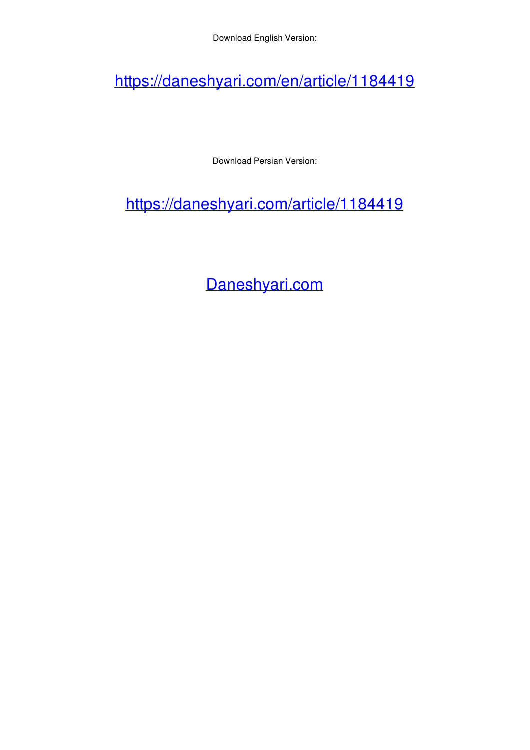Download English Version:

https://daneshyari.com/en/article/1184419

Download Persian Version:

https://daneshyari.com/article/1184419

Daneshyari.com